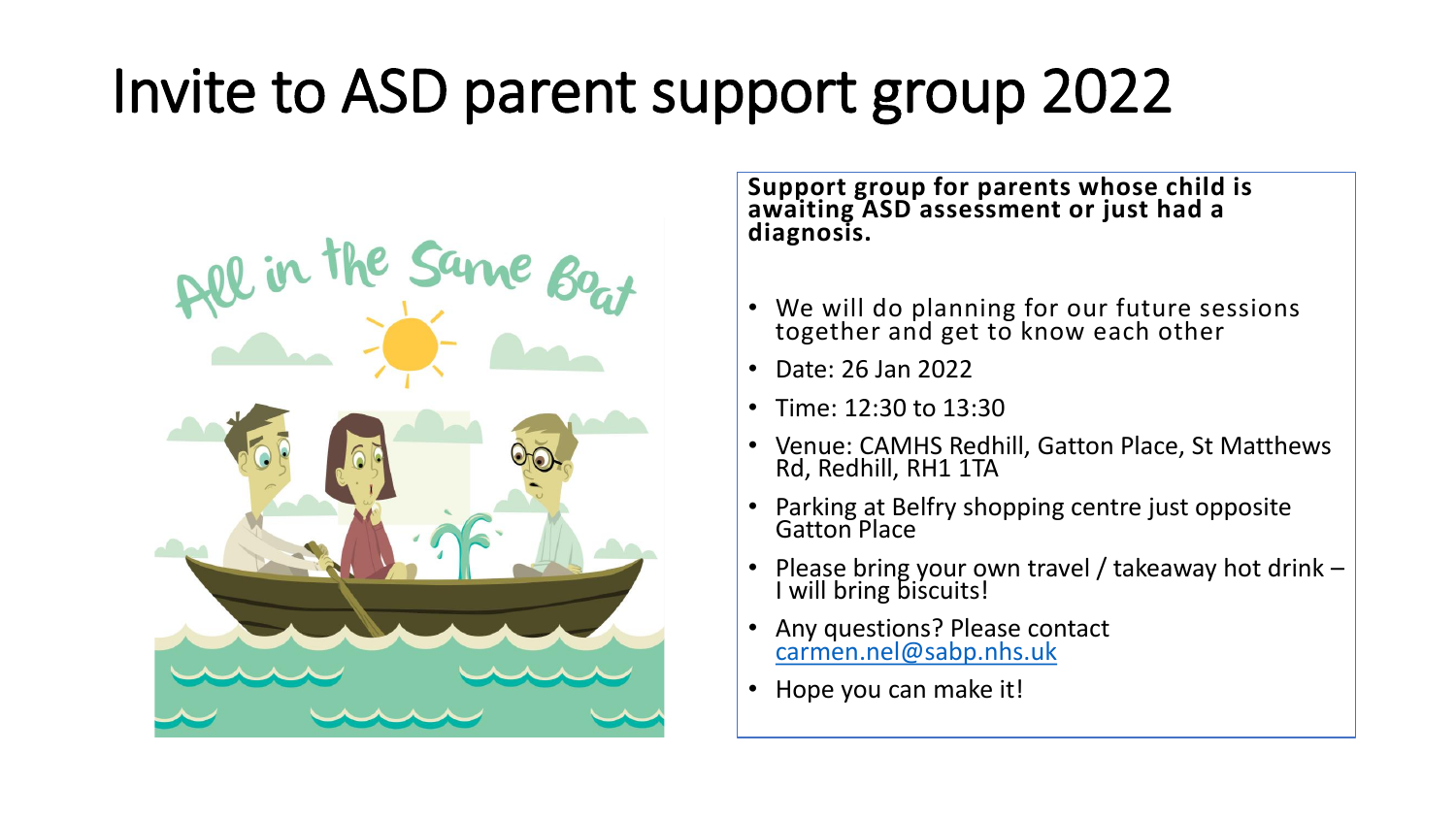# Invite to ASD parent support group 2022

**Support group for parents whose child is awaiting ASD assessment or just had a diagnosis.**

- We will do planning for our future sessions together and get to know each other
- Date: 26 Jan 2022
- Time: 12:30 to 13:30
- Venue: CAMHS Redhill, Gatton Place, St Matthews Rd, Redhill, RH1 1TA
- Parking at Belfry shopping centre just opposite Gatton Place
- Please bring your own travel / takeaway hot drink – I will bring biscuits!
- Any questions? Please contact carmen.nel@sabp.nhs.uk
- Hope you can make it!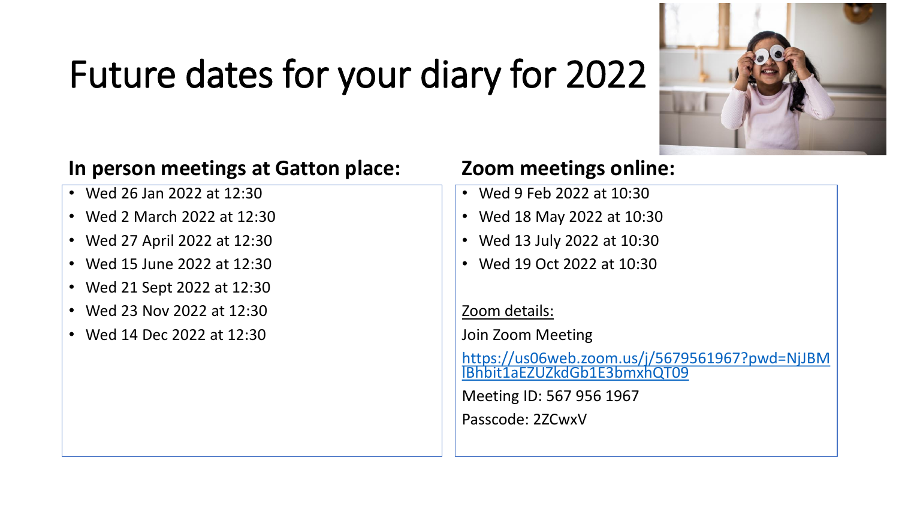# Future dates for your diary for 2022

## In person meetings at Gatton place:

- Wed 26 Jan 2022 at 12:30
- Wed 2 March 2022 at 12:30
- Wed 27 April 2022 at 12:30
- Wed 15 June 2022 at 12:30
- Wed 21 Sept 2022 at 12:30
- Wed 23 Nov 2022 at 12:30
- Wed 14 Dec 2022 at 12:30

## Zoom meetings online:

- Wed 9 Feb 2022 at 10:30
- Wed 18 May 2022 at 10:30
- Wed 13 July 2022 at 10:30
- Wed 19 Oct 2022 at 10:30

Zoom details:

Join Zoom Meeting

https://us06web.zoom.us/j/5679561967?pwd=NjJBMlBhbit1aEZUZkdGb1E3bmxhQT09

Meeting ID: 567 956 1967

Passcode: 2ZCwxV